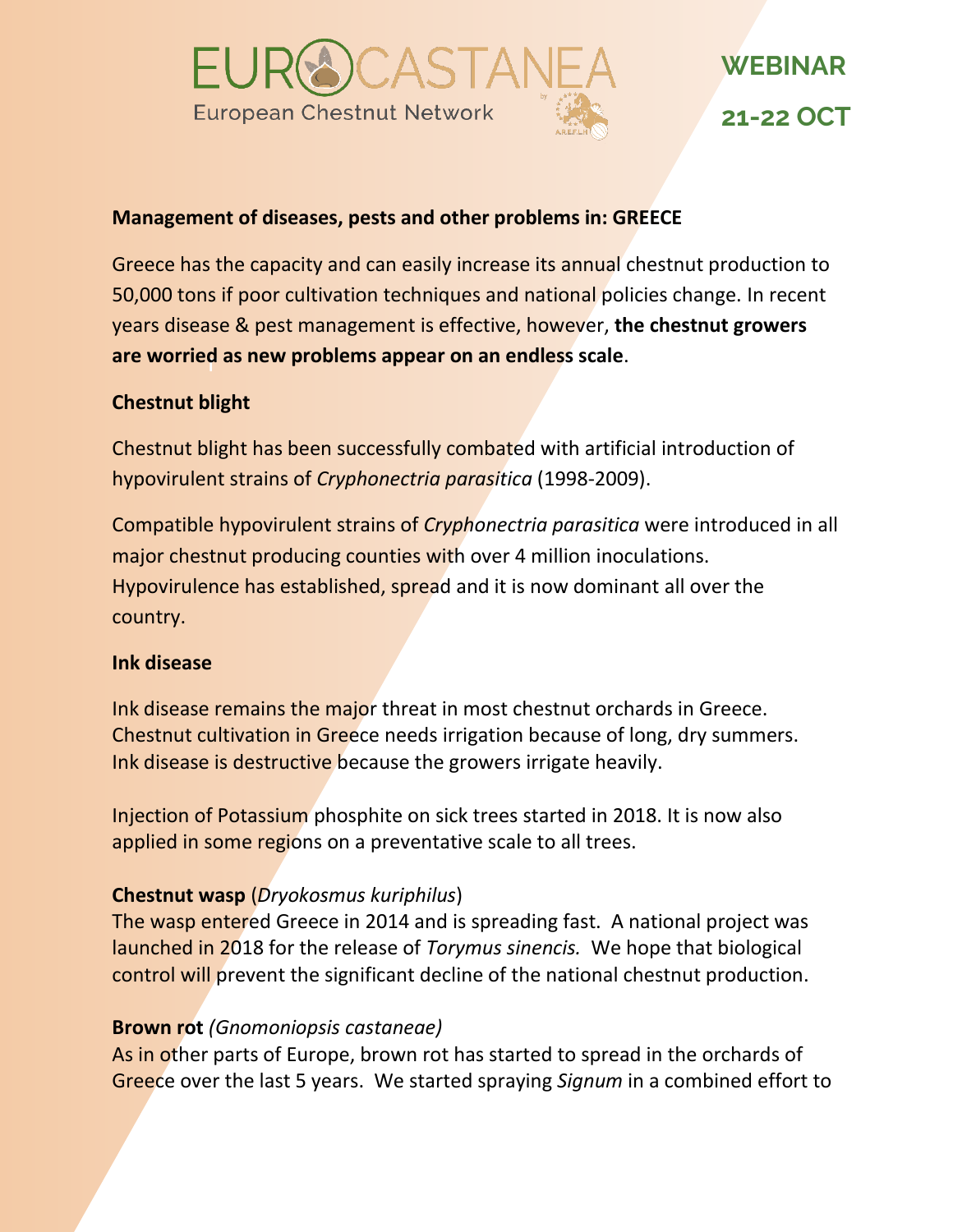EUROCASTANEA
European Chestnut Network

WEBINAR

21-22 OCT

**Management of diseases, pests and other problems in: GREECE**

Greece has the capacity and can easily increase its annual chestnut production to 50,000 tons if poor cultivation techniques and national policies change. In recent years disease & pest management is effective, however, **the chestnut growers are worried as new problems appear on an endless scale**.

**Chestnut blight**

Chestnut blight has been successfully combated with artificial introduction of hypovirulent strains of *Cryphonectria parasitica* (1998-2009).

Compatible hypovirulent strains of *Cryphonectria parasitica* were introduced in all major chestnut producing counties with over 4 million inoculations. Hypovirulence has established, spread and it is now dominant all over the country.

**Ink disease**

Ink disease remains the major threat in most chestnut orchards in Greece. Chestnut cultivation in Greece needs irrigation because of long, dry summers. Ink disease is destructive because the growers irrigate heavily.

Injection of Potassium phosphite on sick trees started in 2018. It is now also applied in some regions on a preventative scale to all trees.

**Chestnut wasp** (*Dryokosmus kuriphilus*)
The wasp entered Greece in 2014 and is spreading fast. A national project was launched in 2018 for the release of *Torymus sinencis.* We hope that biological control will prevent the significant decline of the national chestnut production.

**Brown rot** *(Gnomoniopsis castaneae)*
As in other parts of Europe, brown rot has started to spread in the orchards of Greece over the last 5 years. We started spraying *Signum* in a combined effort to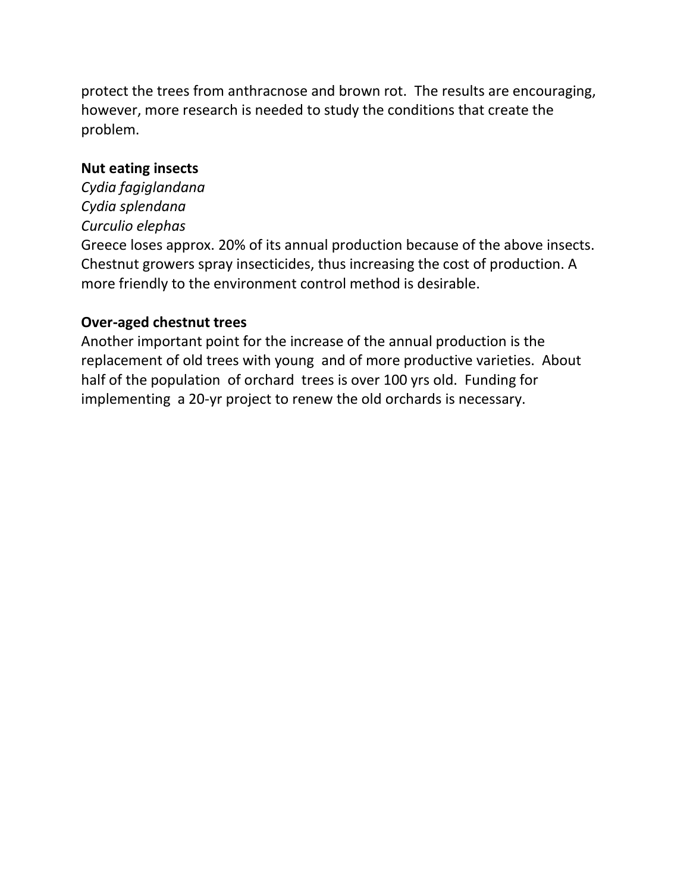protect the trees from anthracnose and brown rot. The results are encouraging, however, more research is needed to study the conditions that create the problem.

**Nut eating insects**

*Cydia fagiglandana*
*Cydia splendana*
*Curculio elephas*

Greece loses approx. 20% of its annual production because of the above insects. Chestnut growers spray insecticides, thus increasing the cost of production. A more friendly to the environment control method is desirable.

**Over-aged chestnut trees**

Another important point for the increase of the annual production is the replacement of old trees with young and of more productive varieties. About half of the population of orchard trees is over 100 yrs old. Funding for implementing a 20-yr project to renew the old orchards is necessary.